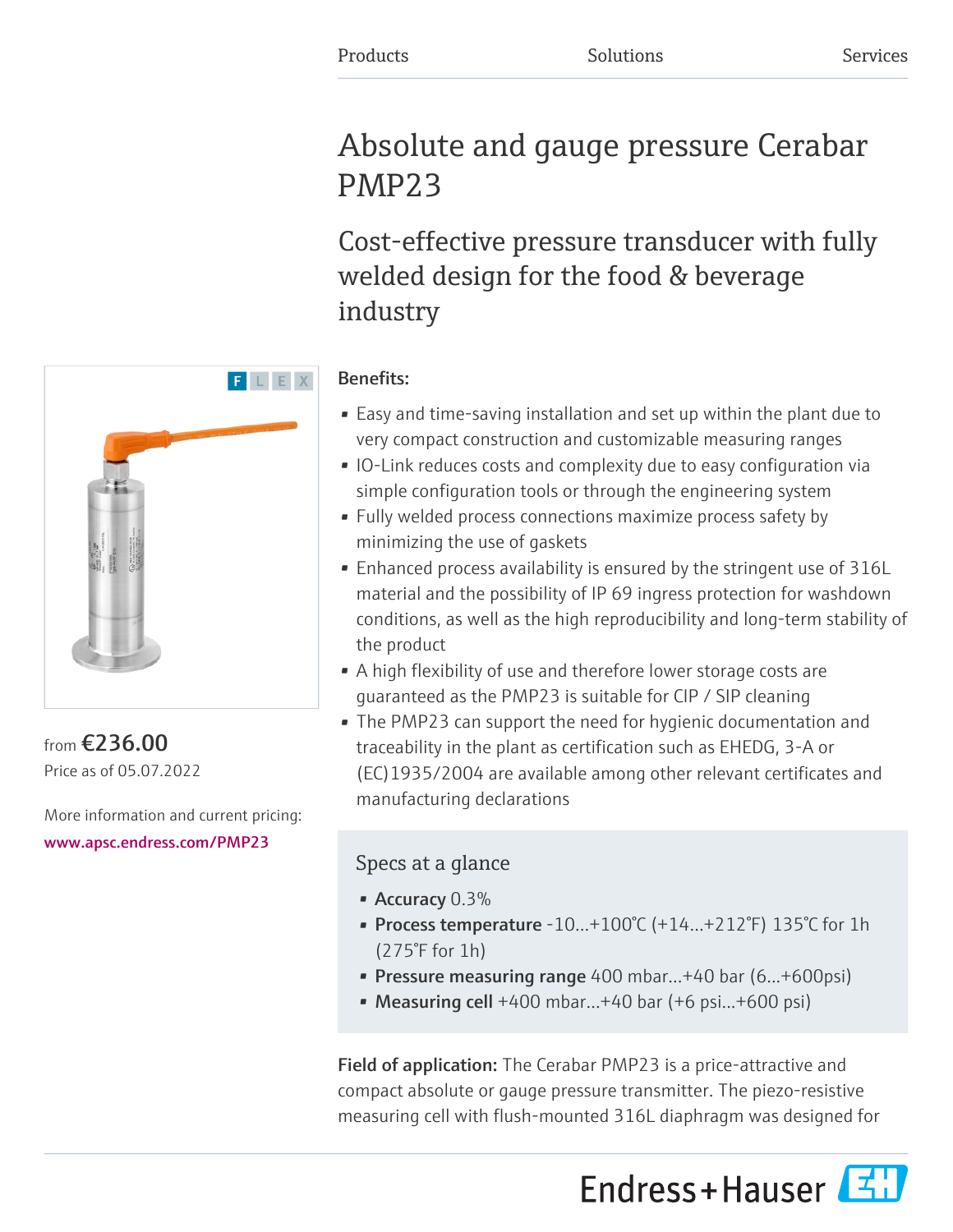Products Solutions Services

# Absolute and gauge pressure Cerabar PMP23

## Cost-effective pressure transducer with fully welded design for the food & beverage industry

from **€236.00**
Price as of 05.07.2022

More information and current pricing:
www.apsc.endress.com/PMP23

**Benefits:**

- Easy and time-saving installation and set up within the plant due to very compact construction and customizable measuring ranges
- IO-Link reduces costs and complexity due to easy configuration via simple configuration tools or through the engineering system
- Fully welded process connections maximize process safety by minimizing the use of gaskets
- Enhanced process availability is ensured by the stringent use of 316L material and the possibility of IP 69 ingress protection for washdown conditions, as well as the high reproducibility and long-term stability of the product
- A high flexibility of use and therefore lower storage costs are guaranteed as the PMP23 is suitable for CIP / SIP cleaning
- The PMP23 can support the need for hygienic documentation and traceability in the plant as certification such as EHEDG, 3-A or (EC)1935/2004 are available among other relevant certificates and manufacturing declarations

### Specs at a glance

- **Accuracy** 0.3%
- **Process temperature** -10...+100°C (+14...+212°F) 135°C for 1h (275°F for 1h)
- **Pressure measuring range** 400 mbar...+40 bar (6...+600psi)
- **Measuring cell** +400 mbar...+40 bar (+6 psi...+600 psi)

**Field of application:** The Cerabar PMP23 is a price-attractive and compact absolute or gauge pressure transmitter. The piezo-resistive measuring cell with flush-mounted 316L diaphragm was designed for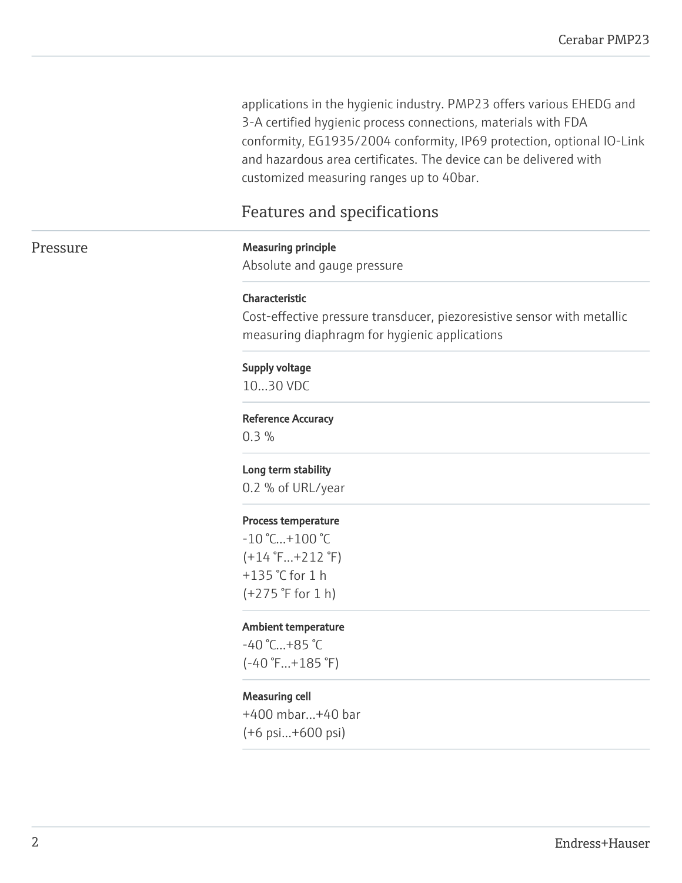applications in the hygienic industry. PMP23 offers various EHEDG and 3-A certified hygienic process connections, materials with FDA conformity, EG1935/2004 conformity, IP69 protection, optional IO-Link and hazardous area certificates. The device can be delivered with customized measuring ranges up to 40bar.

## Features and specifications

### Pressure

**Measuring principle**
Absolute and gauge pressure

**Characteristic**
Cost-effective pressure transducer, piezoresistive sensor with metallic measuring diaphragm for hygienic applications

**Supply voltage**
10...30 VDC

**Reference Accuracy**
0.3 %

**Long term stability**
0.2 % of URL/year

**Process temperature**
-10 °C...+100 °C
(+14 °F...+212 °F)
+135 °C for 1 h
(+275 °F for 1 h)

**Ambient temperature**
-40 °C...+85 °C
(-40 °F...+185 °F)

**Measuring cell**
+400 mbar...+40 bar
(+6 psi...+600 psi)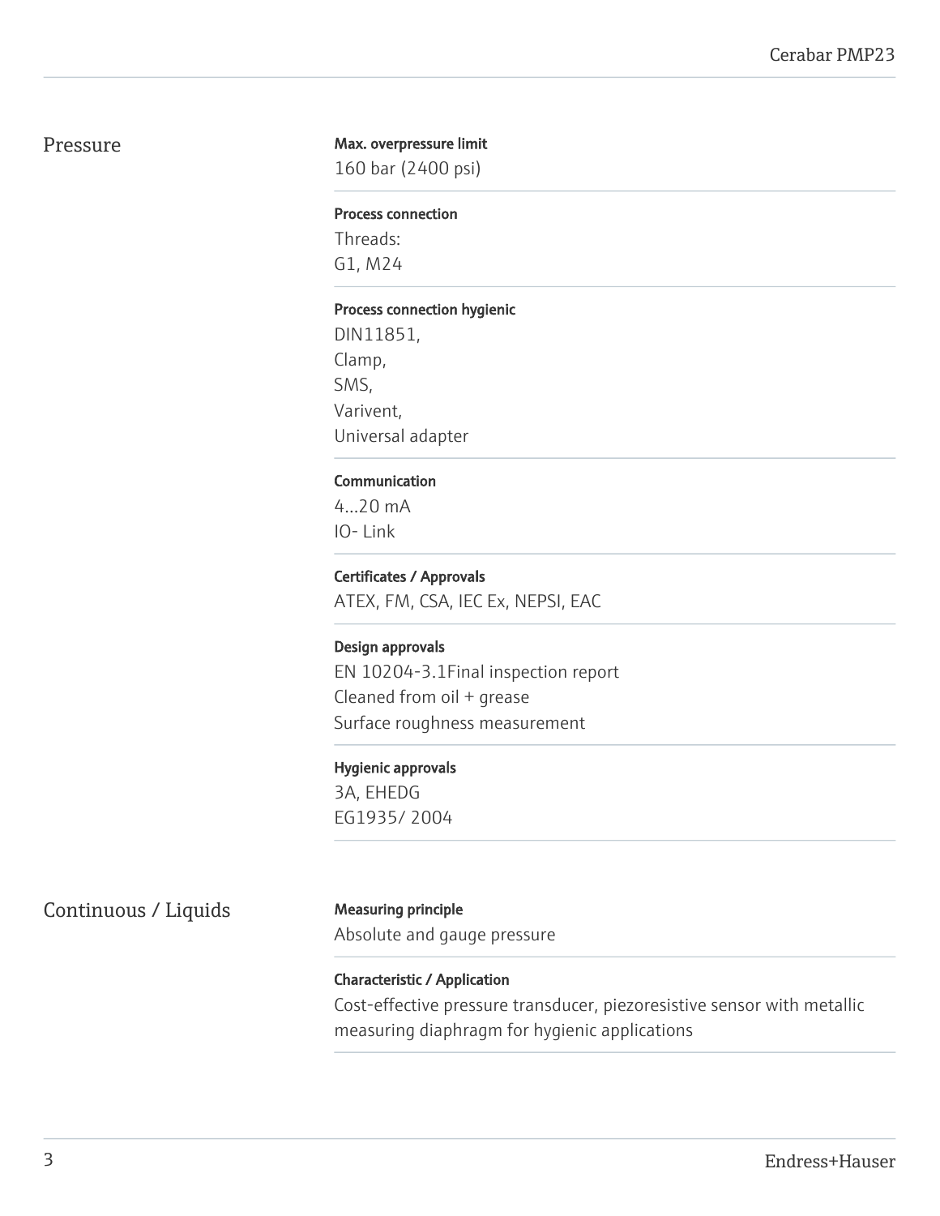## Pressure

**Max. overpressure limit**

160 bar (2400 psi)

**Process connection**

Threads:
G1, M24

**Process connection hygienic**

DIN11851,
Clamp,
SMS,
Varivent,
Universal adapter

**Communication**

4...20 mA
IO- Link

**Certificates / Approvals**

ATEX, FM, CSA, IEC Ex, NEPSI, EAC

**Design approvals**

EN 10204-3.1Final inspection report
Cleaned from oil + grease
Surface roughness measurement

**Hygienic approvals**

3A, EHEDG
EG1935/ 2004

## Continuous / Liquids

**Measuring principle**

Absolute and gauge pressure

**Characteristic / Application**

Cost-effective pressure transducer, piezoresistive sensor with metallic measuring diaphragm for hygienic applications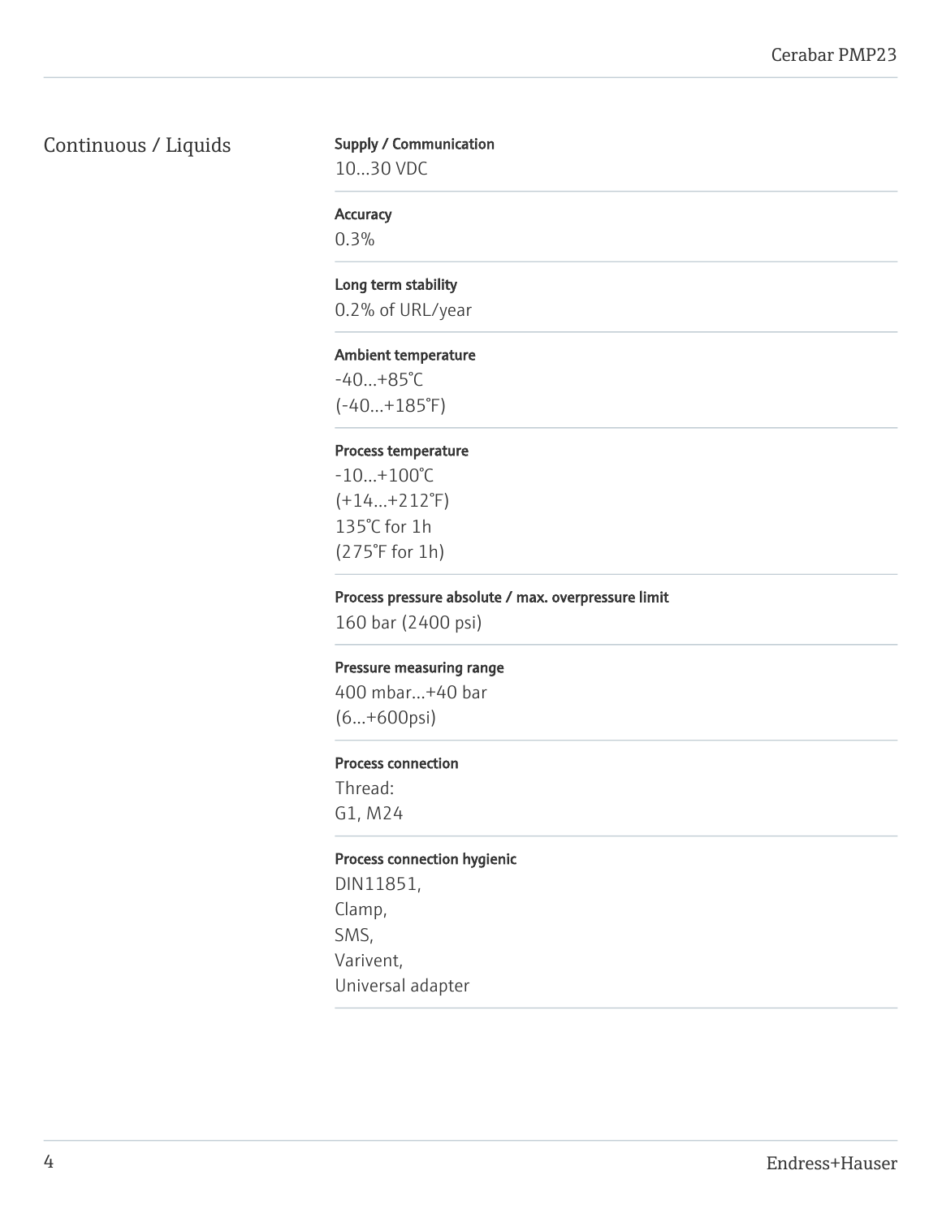## Continuous / Liquids

**Supply / Communication**

10...30 VDC

**Accuracy**

0.3%

**Long term stability**

0.2% of URL/year

**Ambient temperature**

-40...+85°C
(-40...+185°F)

**Process temperature**

-10...+100°C
(+14...+212°F)
135°C for 1h
(275°F for 1h)

**Process pressure absolute / max. overpressure limit**

160 bar (2400 psi)

**Pressure measuring range**

400 mbar...+40 bar
(6...+600psi)

**Process connection**

Thread:
G1, M24

**Process connection hygienic**

DIN11851,
Clamp,
SMS,
Varivent,
Universal adapter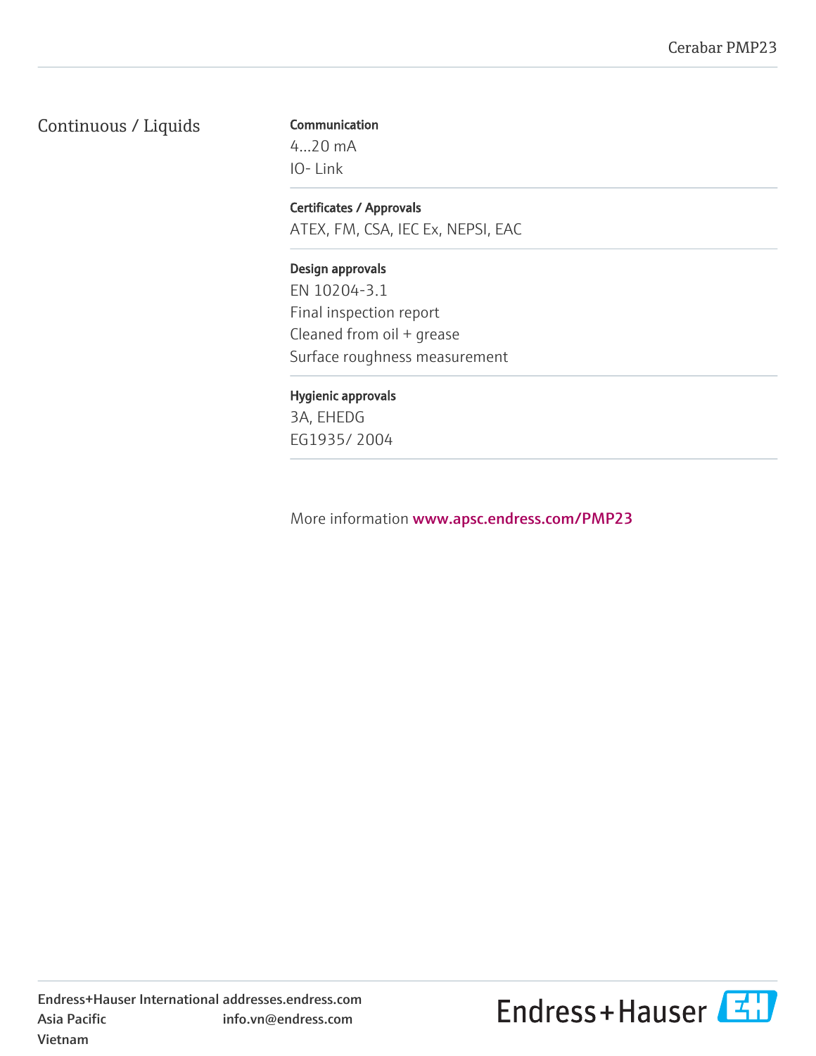## Continuous / Liquids

**Communication**

4...20 mA
IO- Link

**Certificates / Approvals**

ATEX, FM, CSA, IEC Ex, NEPSI, EAC

**Design approvals**

EN 10204-3.1
Final inspection report
Cleaned from oil + grease
Surface roughness measurement

**Hygienic approvals**

3A, EHEDG
EG1935/ 2004

More information **www.apsc.endress.com/PMP23**

**Endress+Hauser International addresses.endress.com**
**Asia Pacific info.vn@endress.com**
**Vietnam**

Endress+Hauser